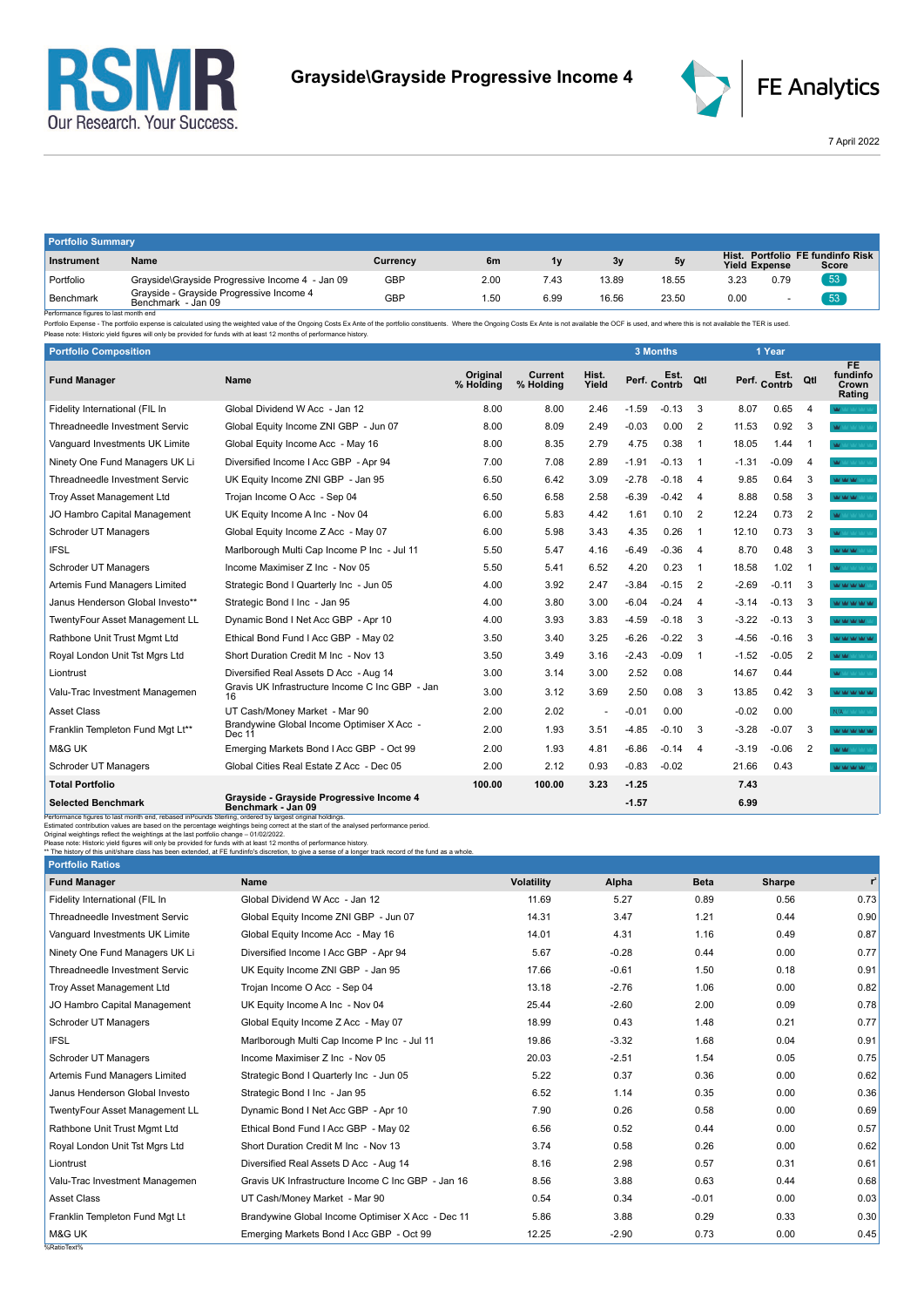RSMR
Our Research. Your Success.

# Grayside\Grayside Progressive Income 4

FE Analytics

7 April 2022

## Portfolio Summary

| Instrument | Name | Currency | 6m | 1y | 3y | 5y | Hist. Yield | Portfolio Expense | FE fundinfo Risk Score |
|---|---|---|---|---|---|---|---|---|---|
| Portfolio | Grayside\Grayside Progressive Income 4 - Jan 09 | GBP | 2.00 | 7.43 | 13.89 | 18.55 | 3.23 | 0.79 | 53 |
| Benchmark | Grayside - Grayside Progressive Income 4 Benchmark - Jan 09 | GBP | 1.50 | 6.99 | 16.56 | 23.50 | 0.00 | - | 53 |

Performance figures to last month end
Portfolio Expense - The portfolio expense is calculated using the weighted value of the Ongoing Costs Ex Ante of the portfolio constituents. Where the Ongoing Costs Ex Ante is not available the OCF is used, and where this is not available the TER is used.
Please note: Historic yield figures will only be provided for funds with at least 12 months of performance history.

## Portfolio Composition

| Fund Manager | Name | Original % Holding | Current % Holding | Hist. Yield | 3 Months Perf. | 3 Months Est. Contrb | 3 Months Qtl | 1 Year Perf. | 1 Year Est. Contrb | 1 Year Qtl | FE fundinfo Crown Rating |
|---|---|---|---|---|---|---|---|---|---|---|---|
| Fidelity International (FIL In | Global Dividend W Acc - Jan 12 | 8.00 | 8.00 | 2.46 | -1.59 | -0.13 | 3 | 8.07 | 0.65 | 4 | |
| Threadneedle Investment Servic | Global Equity Income ZNI GBP - Jun 07 | 8.00 | 8.09 | 2.49 | -0.03 | 0.00 | 2 | 11.53 | 0.92 | 3 | |
| Vanguard Investments UK Limite | Global Equity Income Acc - May 16 | 8.00 | 8.35 | 2.79 | 4.75 | 0.38 | 1 | 18.05 | 1.44 | 1 | |
| Ninety One Fund Managers UK Li | Diversified Income I Acc GBP - Apr 94 | 7.00 | 7.08 | 2.89 | -1.91 | -0.13 | 3 | -1.31 | -0.09 | 4 | |
| Threadneedle Investment Servic | UK Equity Income ZNI GBP - Jan 95 | 6.50 | 6.42 | 3.09 | -2.78 | -0.18 | 4 | 9.85 | 0.64 | 3 | |
| Troy Asset Management Ltd | Trojan Income O Acc - Sep 04 | 6.50 | 6.58 | 2.58 | -6.39 | -0.42 | 4 | 8.88 | 0.58 | 3 | |
| JO Hambro Capital Management | UK Equity Income A Inc - Nov 04 | 6.00 | 5.83 | 4.42 | 1.61 | 0.10 | 2 | 12.24 | 0.73 | 2 | |
| Schroder UT Managers | Global Equity Income Z Acc - May 07 | 6.00 | 5.98 | 3.43 | 4.35 | 0.26 | 1 | 12.10 | 0.73 | 3 | |
| IFSL | Marlborough Multi Cap Income P Inc - Jul 11 | 5.50 | 5.47 | 4.16 | -6.49 | -0.36 | 4 | 8.70 | 0.48 | 3 | |
| Schroder UT Managers | Income Maximiser Z Inc - Nov 05 | 5.50 | 5.41 | 6.52 | 4.20 | 0.23 | 1 | 18.58 | 1.02 | 1 | |
| Artemis Fund Managers Limited | Strategic Bond I Quarterly Inc - Jun 05 | 4.00 | 3.92 | 2.47 | -3.84 | -0.15 | 2 | -2.69 | -0.11 | 3 | |
| Janus Henderson Global Investo** | Strategic Bond I Inc - Jan 95 | 4.00 | 3.80 | 3.00 | -6.04 | -0.24 | 4 | -3.14 | -0.13 | 3 | |
| TwentyFour Asset Management LL | Dynamic Bond I Net Acc GBP - Apr 10 | 4.00 | 3.93 | 3.83 | -4.59 | -0.18 | 3 | -3.22 | -0.13 | 3 | |
| Rathbone Unit Trust Mgmt Ltd | Ethical Bond Fund I Acc GBP - May 02 | 3.50 | 3.40 | 3.25 | -6.26 | -0.22 | 3 | -4.56 | -0.16 | 3 | |
| Royal London Unit Tst Mgrs Ltd | Short Duration Credit M Inc - Nov 13 | 3.50 | 3.49 | 3.16 | -2.43 | -0.09 | 1 | -1.52 | -0.05 | 2 | |
| Liontrust | Diversified Real Assets D Acc - Aug 14 | 3.00 | 3.14 | 3.00 | 2.52 | 0.08 | | 14.67 | 0.44 | | |
| Valu-Trac Investment Managemen | Gravis UK Infrastructure Income C Inc GBP - Jan 16 | 3.00 | 3.12 | 3.69 | 2.50 | 0.08 | 3 | 13.85 | 0.42 | 3 | |
| Asset Class | UT Cash/Money Market - Mar 90 | 2.00 | 2.02 | - | -0.01 | 0.00 | | -0.02 | 0.00 | | N/A |
| Franklin Templeton Fund Mgt Lt** | Brandywine Global Income Optimiser X Acc - Dec 11 | 2.00 | 1.93 | 3.51 | -4.85 | -0.10 | 3 | -3.28 | -0.07 | 3 | |
| M&G UK | Emerging Markets Bond I Acc GBP - Oct 99 | 2.00 | 1.93 | 4.81 | -6.86 | -0.14 | 4 | -3.19 | -0.06 | 2 | |
| Schroder UT Managers | Global Cities Real Estate Z Acc - Dec 05 | 2.00 | 2.12 | 0.93 | -0.83 | -0.02 | | 21.66 | 0.43 | | |
| **Total Portfolio** | | **100.00** | **100.00** | **3.23** | **-1.25** | | | **7.43** | | | |
| **Selected Benchmark** | **Grayside - Grayside Progressive Income 4 Benchmark - Jan 09** | | | | **-1.57** | | | **6.99** | | | |

Performance figures to last month end, rebased inPounds Sterling, ordered by largest original holdings.
Estimated contribution values are based on the percentage weightings being correct at the start of the analysed performance period.
Original weightings reflect the weightings at the last portfolio change – 01/02/2022.
Please note: Historic yield figures will only be provided for funds with at least 12 months of performance history.
** The history of this unit/share class has been extended, at FE fundinfo's discretion, to give a sense of a longer track record of the fund as a whole.

## Portfolio Ratios

| Fund Manager | Name | Volatility | Alpha | Beta | Sharpe | $r^2$ |
|---|---|---|---|---|---|---|
| Fidelity International (FIL In | Global Dividend W Acc - Jan 12 | 11.69 | 5.27 | 0.89 | 0.56 | 0.73 |
| Threadneedle Investment Servic | Global Equity Income ZNI GBP - Jun 07 | 14.31 | 3.47 | 1.21 | 0.44 | 0.90 |
| Vanguard Investments UK Limite | Global Equity Income Acc - May 16 | 14.01 | 4.31 | 1.16 | 0.49 | 0.87 |
| Ninety One Fund Managers UK Li | Diversified Income I Acc GBP - Apr 94 | 5.67 | -0.28 | 0.44 | 0.00 | 0.77 |
| Threadneedle Investment Servic | UK Equity Income ZNI GBP - Jan 95 | 17.66 | -0.61 | 1.50 | 0.18 | 0.91 |
| Troy Asset Management Ltd | Trojan Income O Acc - Sep 04 | 13.18 | -2.76 | 1.06 | 0.00 | 0.82 |
| JO Hambro Capital Management | UK Equity Income A Inc - Nov 04 | 25.44 | -2.60 | 2.00 | 0.09 | 0.78 |
| Schroder UT Managers | Global Equity Income Z Acc - May 07 | 18.99 | 0.43 | 1.48 | 0.21 | 0.77 |
| IFSL | Marlborough Multi Cap Income P Inc - Jul 11 | 19.86 | -3.32 | 1.68 | 0.04 | 0.91 |
| Schroder UT Managers | Income Maximiser Z Inc - Nov 05 | 20.03 | -2.51 | 1.54 | 0.05 | 0.75 |
| Artemis Fund Managers Limited | Strategic Bond I Quarterly Inc - Jun 05 | 5.22 | 0.37 | 0.36 | 0.00 | 0.62 |
| Janus Henderson Global Investo | Strategic Bond I Inc - Jan 95 | 6.52 | 1.14 | 0.35 | 0.00 | 0.36 |
| TwentyFour Asset Management LL | Dynamic Bond I Net Acc GBP - Apr 10 | 7.90 | 0.26 | 0.58 | 0.00 | 0.69 |
| Rathbone Unit Trust Mgmt Ltd | Ethical Bond Fund I Acc GBP - May 02 | 6.56 | 0.52 | 0.44 | 0.00 | 0.57 |
| Royal London Unit Tst Mgrs Ltd | Short Duration Credit M Inc - Nov 13 | 3.74 | 0.58 | 0.26 | 0.00 | 0.62 |
| Liontrust | Diversified Real Assets D Acc - Aug 14 | 8.16 | 2.98 | 0.57 | 0.31 | 0.61 |
| Valu-Trac Investment Managemen | Gravis UK Infrastructure Income C Inc GBP - Jan 16 | 8.56 | 3.88 | 0.63 | 0.44 | 0.68 |
| Asset Class | UT Cash/Money Market - Mar 90 | 0.54 | 0.34 | -0.01 | 0.00 | 0.03 |
| Franklin Templeton Fund Mgt Lt | Brandywine Global Income Optimiser X Acc - Dec 11 | 5.86 | 3.88 | 0.29 | 0.33 | 0.30 |
| M&G UK | Emerging Markets Bond I Acc GBP - Oct 99 | 12.25 | -2.90 | 0.73 | 0.00 | 0.45 |

%RatioText%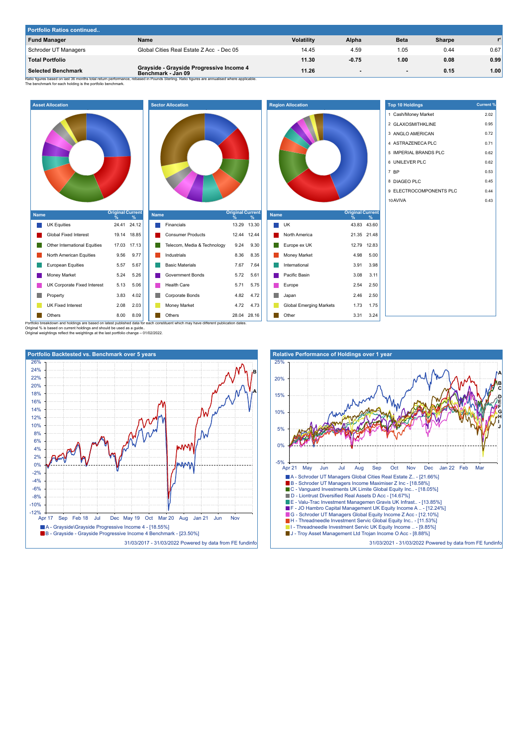## Portfolio Ratios continued..

| Fund Manager | Name | Volatility | Alpha | Beta | Sharpe | r² |
|---|---|---|---|---|---|---|
| Schroder UT Managers | Global Cities Real Estate Z Acc - Dec 05 | 14.45 | 4.59 | 1.05 | 0.44 | 0.67 |
| **Total Portfolio** | | **11.30** | **-0.75** | **1.00** | **0.08** | **0.99** |
| **Selected Benchmark** | **Grayside - Grayside Progressive Income 4 Benchmark - Jan 09** | **11.26** | **-** | **-** | **0.15** | **1.00** |

Ratio figures based on last 36 months total return performance, rebased in Pounds Sterling. Ratio figures are annualised where applicable.
The benchmark for each holding is the portfolio benchmark.

### Asset Allocation

| Name | Original % | Current % |
|---|---|---|
| UK Equities | 24.41 | 24.12 |
| Global Fixed Interest | 19.14 | 18.85 |
| Other International Equities | 17.03 | 17.13 |
| North American Equities | 9.56 | 9.77 |
| European Equities | 5.57 | 5.67 |
| Money Market | 5.24 | 5.26 |
| UK Corporate Fixed Interest | 5.13 | 5.06 |
| Property | 3.83 | 4.02 |
| UK Fixed Interest | 2.08 | 2.03 |
| Others | 8.00 | 8.09 |

### Sector Allocation

| Name | Original % | Current % |
|---|---|---|
| Financials | 13.29 | 13.30 |
| Consumer Products | 12.44 | 12.44 |
| Telecom, Media & Technology | 9.24 | 9.30 |
| Industrials | 8.36 | 8.35 |
| Basic Materials | 7.67 | 7.64 |
| Government Bonds | 5.72 | 5.61 |
| Health Care | 5.71 | 5.75 |
| Corporate Bonds | 4.82 | 4.72 |
| Money Market | 4.72 | 4.73 |
| Others | 28.04 | 28.16 |

### Region Allocation

| Name | Original % | Current % |
|---|---|---|
| UK | 43.83 | 43.60 |
| North America | 21.35 | 21.48 |
| Europe ex UK | 12.79 | 12.83 |
| Money Market | 4.98 | 5.00 |
| International | 3.91 | 3.98 |
| Pacific Basin | 3.08 | 3.11 |
| Europe | 2.54 | 2.50 |
| Japan | 2.46 | 2.50 |
| Global Emerging Markets | 1.73 | 1.75 |
| Other | 3.31 | 3.24 |

### Top 10 Holdings

| | Name | Current % |
|---|---|---|
| 1 | Cash/Money Market | 2.02 |
| 2 | GLAXOSMITHKLINE | 0.95 |
| 3 | ANGLO AMERICAN | 0.72 |
| 4 | ASTRAZENECA PLC | 0.71 |
| 5 | IMPERIAL BRANDS PLC | 0.62 |
| 6 | UNILEVER PLC | 0.62 |
| 7 | BP | 0.53 |
| 8 | DIAGEO PLC | 0.45 |
| 9 | ELECTROCOMPONENTS PLC | 0.44 |
| 10 | AVIVA | 0.43 |

Portfolio breakdown and holdings are based on latest published data for each constituent which may have different publication dates.
Original % is based on current holdings and should be used as a guide..
Original weightings reflect the weightings at the last portfolio change – 01/02/2022.

### Portfolio Backtested vs. Benchmark over 5 years

- A - Grayside\Grayside Progressive Income 4 - [18.55%]
- B - Grayside - Grayside Progressive Income 4 Benchmark - [23.50%]

31/03/2017 - 31/03/2022 Powered by data from FE fundinfo

### Relative Performance of Holdings over 1 year

- A - Schroder UT Managers Global Cities Real Estate Z.. - [21.66%]
- B - Schroder UT Managers Income Maximiser Z Inc - [18.58%]
- C - Vanguard Investments UK Limite Global Equity Inc.. - [18.05%]
- D - Liontrust Diversified Real Assets D Acc - [14.67%]
- E - Valu-Trac Investment Managemen Gravis UK Infrast.. - [13.85%]
- F - JO Hambro Capital Management UK Equity Income A .. - [12.24%]
- G - Schroder UT Managers Global Equity Income Z Acc - [12.10%]
- H - Threadneedle Investment Servic Global Equity Inc.. - [11.53%]
- I - Threadneedle Investment Servic UK Equity Income .. - [9.85%]
- J - Troy Asset Management Ltd Trojan Income O Acc - [8.88%]

31/03/2021 - 31/03/2022 Powered by data from FE fundinfo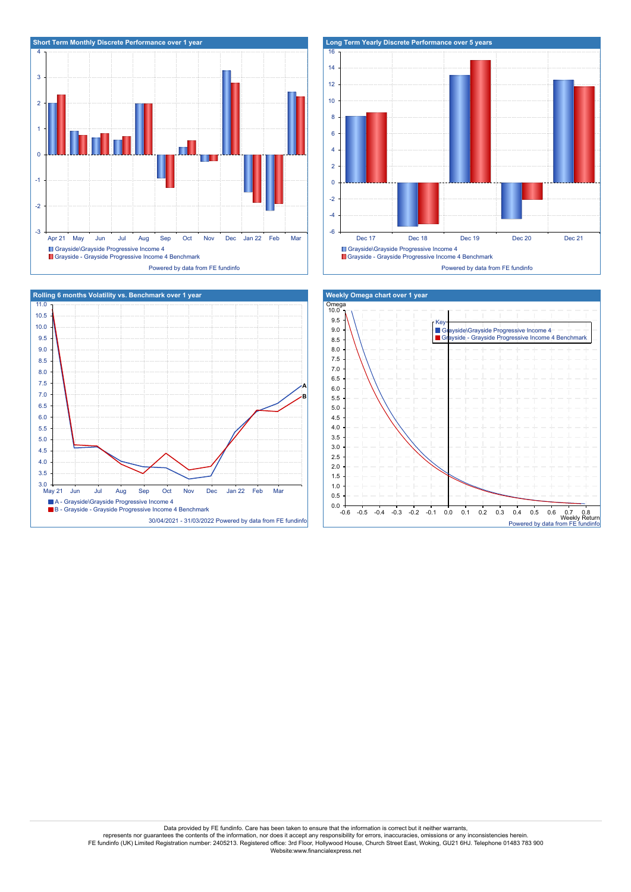## Short Term Monthly Discrete Performance over 1 year

4
3
2
1
0
-1
-2
-3

Apr 21 May Jun Jul Aug Sep Oct Nov Dec Jan 22 Feb Mar

Grayside\Grayside Progressive Income 4
Grayside - Grayside Progressive Income 4 Benchmark

Powered by data from FE fundinfo

## Long Term Yearly Discrete Performance over 5 years

16
14
12
10
8
6
4
2
0
-2
-4
-6

Dec 17 Dec 18 Dec 19 Dec 20 Dec 21

Grayside\Grayside Progressive Income 4
Grayside - Grayside Progressive Income 4 Benchmark

Powered by data from FE fundinfo

## Rolling 6 months Volatility vs. Benchmark over 1 year

11.0
10.5
10.0
9.5
9.0
8.5
8.0
7.5
7.0
6.5
6.0
5.5
5.0
4.5
4.0
3.5
3.0

May 21 Jun Jul Aug Sep Oct Nov Dec Jan 22 Feb Mar

A
B

A - Grayside\Grayside Progressive Income 4
B - Grayside - Grayside Progressive Income 4 Benchmark

30/04/2021 - 31/03/2022 Powered by data from FE fundinfo

## Weekly Omega chart over 1 year

Omega

10.0
9.5
9.0
8.5
8.0
7.5
7.0
6.5
6.0
5.5
5.0
4.5
4.0
3.5
3.0
2.5
2.0
1.5
1.0
0.5
0.0

-0.6 -0.5 -0.4 -0.3 -0.2 -0.1 0.0 0.1 0.2 0.3 0.4 0.5 0.6 0.7 0.8

Weekly Return

Key
Grayside\Grayside Progressive Income 4
Grayside - Grayside Progressive Income 4 Benchmark

Powered by data from FE fundinfo

Data provided by FE fundinfo. Care has been taken to ensure that the information is correct but it neither warrants, represents nor guarantees the contents of the information, nor does it accept any responsibility for errors, inaccuracies, omissions or any inconsistencies herein.
FE fundinfo (UK) Limited Registration number: 2405213. Registered office: 3rd Floor, Hollywood House, Church Street East, Woking, GU21 6HJ. Telephone 01483 783 900
Website:www.financialexpress.net